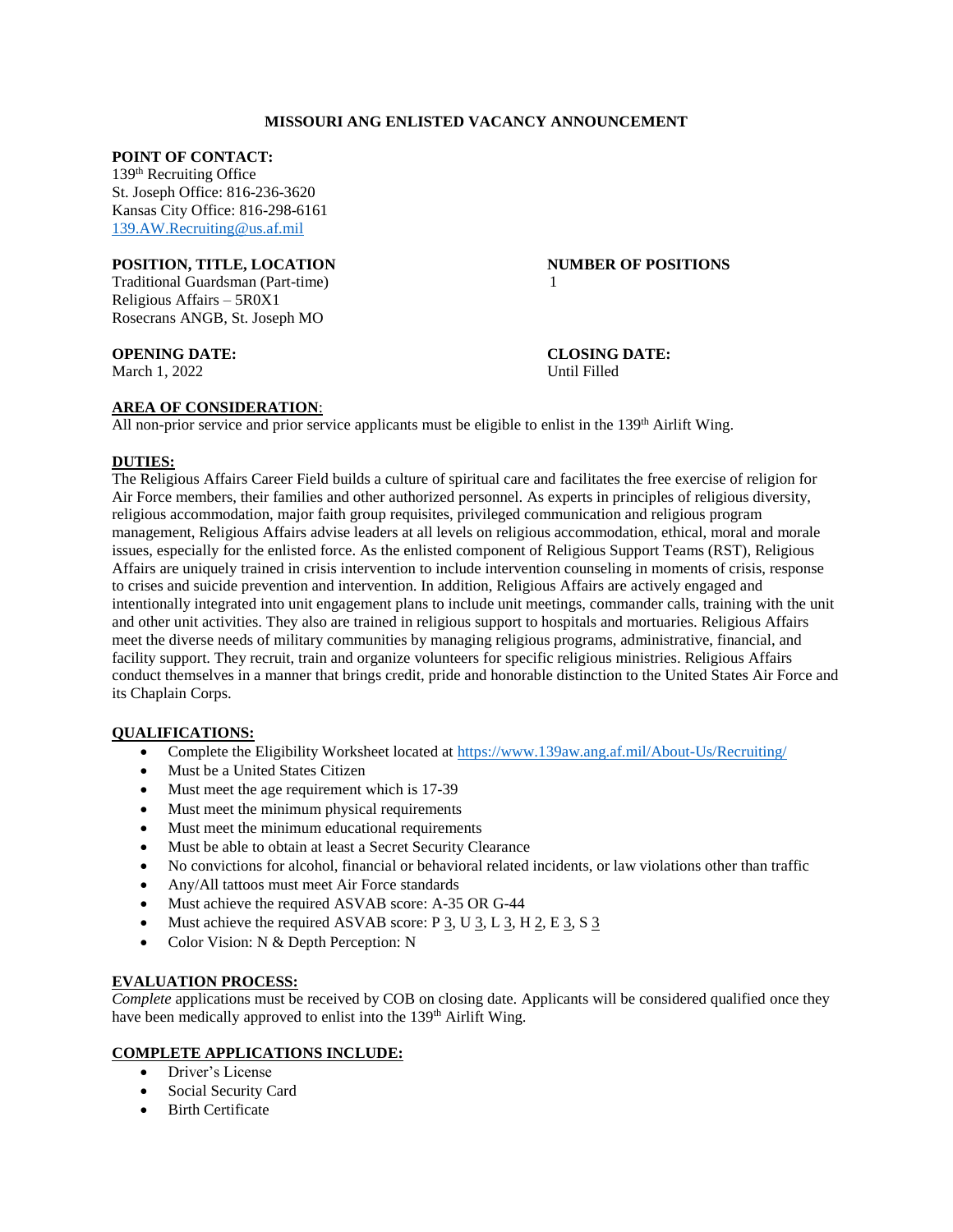# MISSOURI ANG ENLISTED VACANCY ANNOUNCEMENT

**POINT OF CONTACT:**
139th Recruiting Office
St. Joseph Office: 816-236-3620
Kansas City Office: 816-298-6161
139.AW.Recruiting@us.af.mil

**POSITION, TITLE, LOCATION**
Traditional Guardsman (Part-time)
Religious Affairs – 5R0X1
Rosecrans ANGB, St. Joseph MO

**NUMBER OF POSITIONS**
1

**OPENING DATE:**
March 1, 2022

**CLOSING DATE:**
Until Filled

**AREA OF CONSIDERATION**:
All non-prior service and prior service applicants must be eligible to enlist in the 139th Airlift Wing.

**DUTIES:**
The Religious Affairs Career Field builds a culture of spiritual care and facilitates the free exercise of religion for Air Force members, their families and other authorized personnel. As experts in principles of religious diversity, religious accommodation, major faith group requisites, privileged communication and religious program management, Religious Affairs advise leaders at all levels on religious accommodation, ethical, moral and morale issues, especially for the enlisted force. As the enlisted component of Religious Support Teams (RST), Religious Affairs are uniquely trained in crisis intervention to include intervention counseling in moments of crisis, response to crises and suicide prevention and intervention. In addition, Religious Affairs are actively engaged and intentionally integrated into unit engagement plans to include unit meetings, commander calls, training with the unit and other unit activities. They also are trained in religious support to hospitals and mortuaries. Religious Affairs meet the diverse needs of military communities by managing religious programs, administrative, financial, and facility support. They recruit, train and organize volunteers for specific religious ministries. Religious Affairs conduct themselves in a manner that brings credit, pride and honorable distinction to the United States Air Force and its Chaplain Corps.

**QUALIFICATIONS:**
- Complete the Eligibility Worksheet located at https://www.139aw.ang.af.mil/About-Us/Recruiting/
- Must be a United States Citizen
- Must meet the age requirement which is 17-39
- Must meet the minimum physical requirements
- Must meet the minimum educational requirements
- Must be able to obtain at least a Secret Security Clearance
- No convictions for alcohol, financial or behavioral related incidents, or law violations other than traffic
- Any/All tattoos must meet Air Force standards
- Must achieve the required ASVAB score: A-35 OR G-44
- Must achieve the required ASVAB score: P 3, U 3, L 3, H 2, E 3, S 3
- Color Vision: N & Depth Perception: N

**EVALUATION PROCESS:**
*Complete* applications must be received by COB on closing date. Applicants will be considered qualified once they have been medically approved to enlist into the 139th Airlift Wing.

**COMPLETE APPLICATIONS INCLUDE:**
- Driver's License
- Social Security Card
- Birth Certificate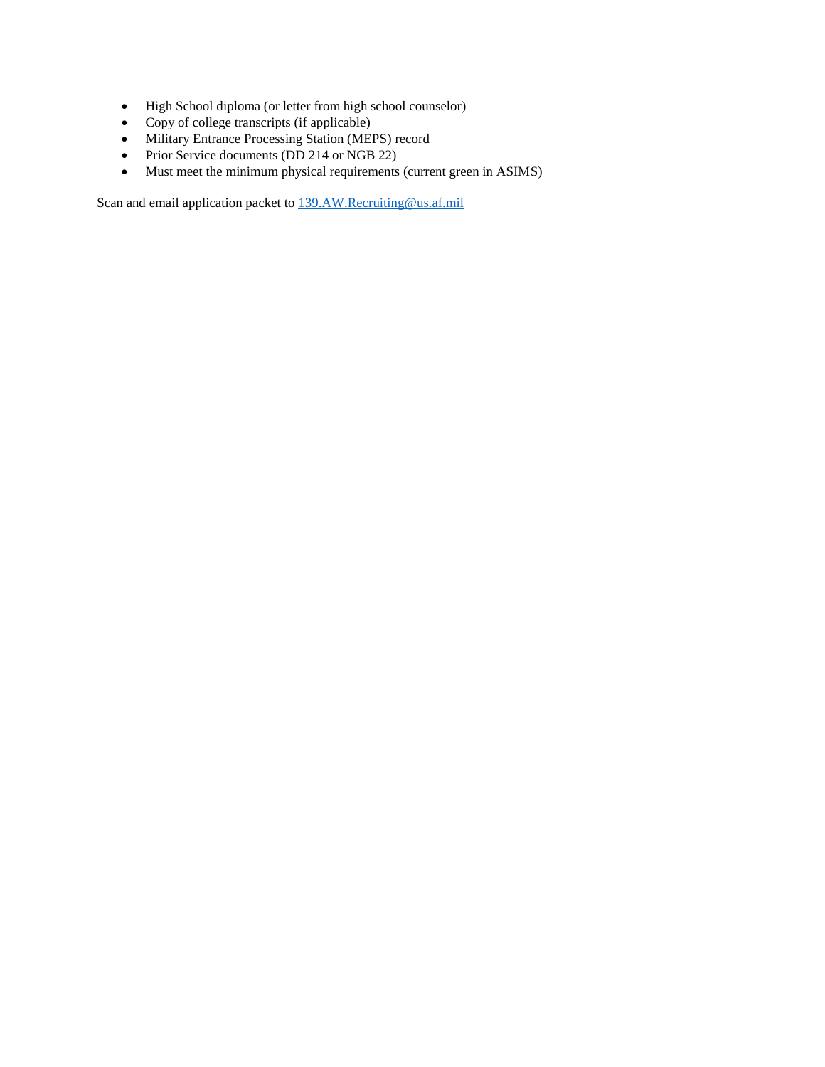- High School diploma (or letter from high school counselor)
- Copy of college transcripts (if applicable)
- Military Entrance Processing Station (MEPS) record
- Prior Service documents (DD 214 or NGB 22)
- Must meet the minimum physical requirements (current green in ASIMS)

Scan and email application packet to 139.AW.Recruiting@us.af.mil